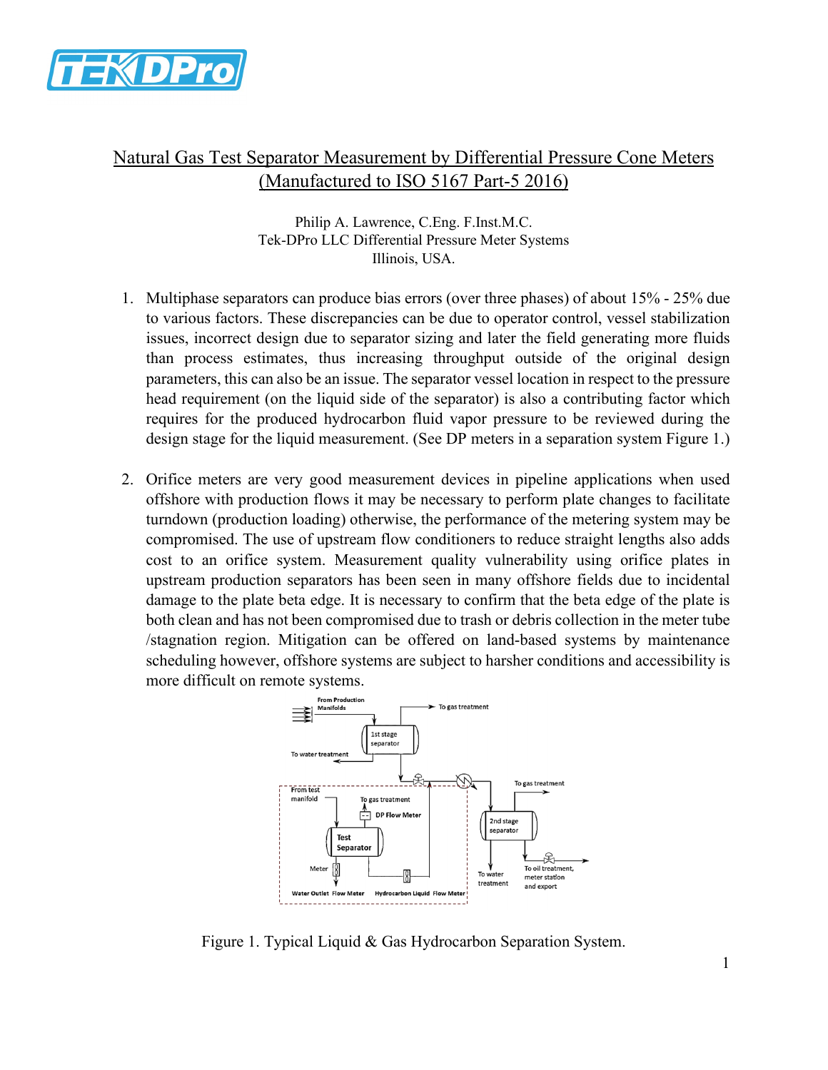# Natural Gas Test Separator Measurement by Differential Pressure Cone Meters (Manufactured to ISO 5167 Part-5 2016)

Philip A. Lawrence, C.Eng. F.Inst.M.C.
Tek-DPro LLC Differential Pressure Meter Systems
Illinois, USA.

1. Multiphase separators can produce bias errors (over three phases) of about 15% - 25% due to various factors. These discrepancies can be due to operator control, vessel stabilization issues, incorrect design due to separator sizing and later the field generating more fluids than process estimates, thus increasing throughput outside of the original design parameters, this can also be an issue. The separator vessel location in respect to the pressure head requirement (on the liquid side of the separator) is also a contributing factor which requires for the produced hydrocarbon fluid vapor pressure to be reviewed during the design stage for the liquid measurement. (See DP meters in a separation system Figure 1.)

2. Orifice meters are very good measurement devices in pipeline applications when used offshore with production flows it may be necessary to perform plate changes to facilitate turndown (production loading) otherwise, the performance of the metering system may be compromised. The use of upstream flow conditioners to reduce straight lengths also adds cost to an orifice system. Measurement quality vulnerability using orifice plates in upstream production separators has been seen in many offshore fields due to incidental damage to the plate beta edge. It is necessary to confirm that the beta edge of the plate is both clean and has not been compromised due to trash or debris collection in the meter tube /stagnation region. Mitigation can be offered on land-based systems by maintenance scheduling however, offshore systems are subject to harsher conditions and accessibility is more difficult on remote systems.

Figure 1. Typical Liquid & Gas Hydrocarbon Separation System.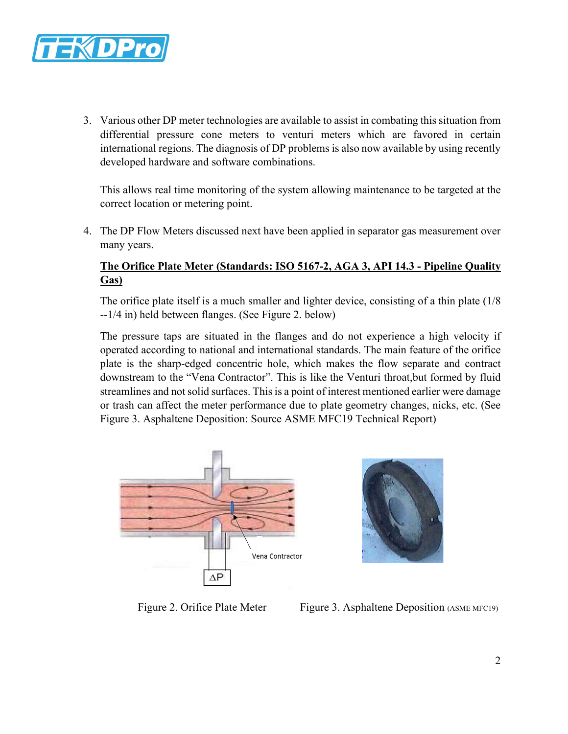3. Various other DP meter technologies are available to assist in combating this situation from differential pressure cone meters to venturi meters which are favored in certain international regions. The diagnosis of DP problems is also now available by using recently developed hardware and software combinations.

   This allows real time monitoring of the system allowing maintenance to be targeted at the correct location or metering point.

4. The DP Flow Meters discussed next have been applied in separator gas measurement over many years.

   **<u>The Orifice Plate Meter (Standards: ISO 5167-2, AGA 3, API 14.3 - Pipeline Quality Gas)</u>**

   The orifice plate itself is a much smaller and lighter device, consisting of a thin plate (1/8 --1/4 in) held between flanges. (See Figure 2. below)

   The pressure taps are situated in the flanges and do not experience a high velocity if operated according to national and international standards. The main feature of the orifice plate is the sharp-edged concentric hole, which makes the flow separate and contract downstream to the "Vena Contractor". This is like the Venturi throat,but formed by fluid streamlines and not solid surfaces. This is a point of interest mentioned earlier were damage or trash can affect the meter performance due to plate geometry changes, nicks, etc. (See Figure 3. Asphaltene Deposition: Source ASME MFC19 Technical Report)

Figure 2. Orifice Plate Meter

Figure 3. Asphaltene Deposition (ASME MFC19)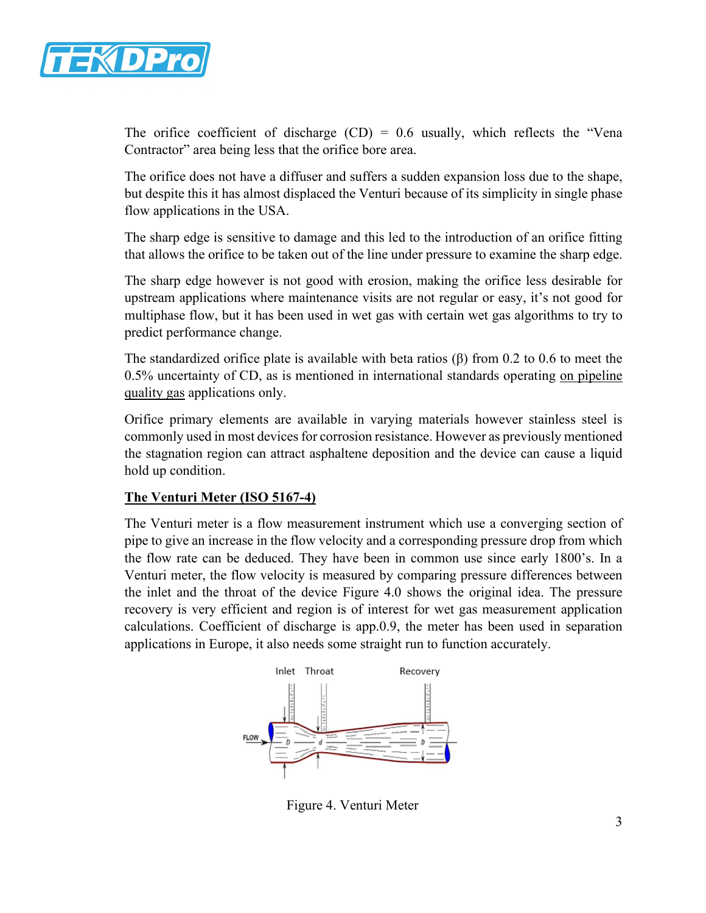The orifice coefficient of discharge (CD) = 0.6 usually, which reflects the "Vena Contractor" area being less that the orifice bore area.

The orifice does not have a diffuser and suffers a sudden expansion loss due to the shape, but despite this it has almost displaced the Venturi because of its simplicity in single phase flow applications in the USA.

The sharp edge is sensitive to damage and this led to the introduction of an orifice fitting that allows the orifice to be taken out of the line under pressure to examine the sharp edge.

The sharp edge however is not good with erosion, making the orifice less desirable for upstream applications where maintenance visits are not regular or easy, it's not good for multiphase flow, but it has been used in wet gas with certain wet gas algorithms to try to predict performance change.

The standardized orifice plate is available with beta ratios (β) from 0.2 to 0.6 to meet the 0.5% uncertainty of CD, as is mentioned in international standards operating <u>on pipeline quality gas</u> applications only.

Orifice primary elements are available in varying materials however stainless steel is commonly used in most devices for corrosion resistance. However as previously mentioned the stagnation region can attract asphaltene deposition and the device can cause a liquid hold up condition.

**<u>The Venturi Meter (ISO 5167-4)</u>**

The Venturi meter is a flow measurement instrument which use a converging section of pipe to give an increase in the flow velocity and a corresponding pressure drop from which the flow rate can be deduced. They have been in common use since early 1800's. In a Venturi meter, the flow velocity is measured by comparing pressure differences between the inlet and the throat of the device Figure 4.0 shows the original idea. The pressure recovery is very efficient and region is of interest for wet gas measurement application calculations. Coefficient of discharge is app.0.9, the meter has been used in separation applications in Europe, it also needs some straight run to function accurately.

Figure 4. Venturi Meter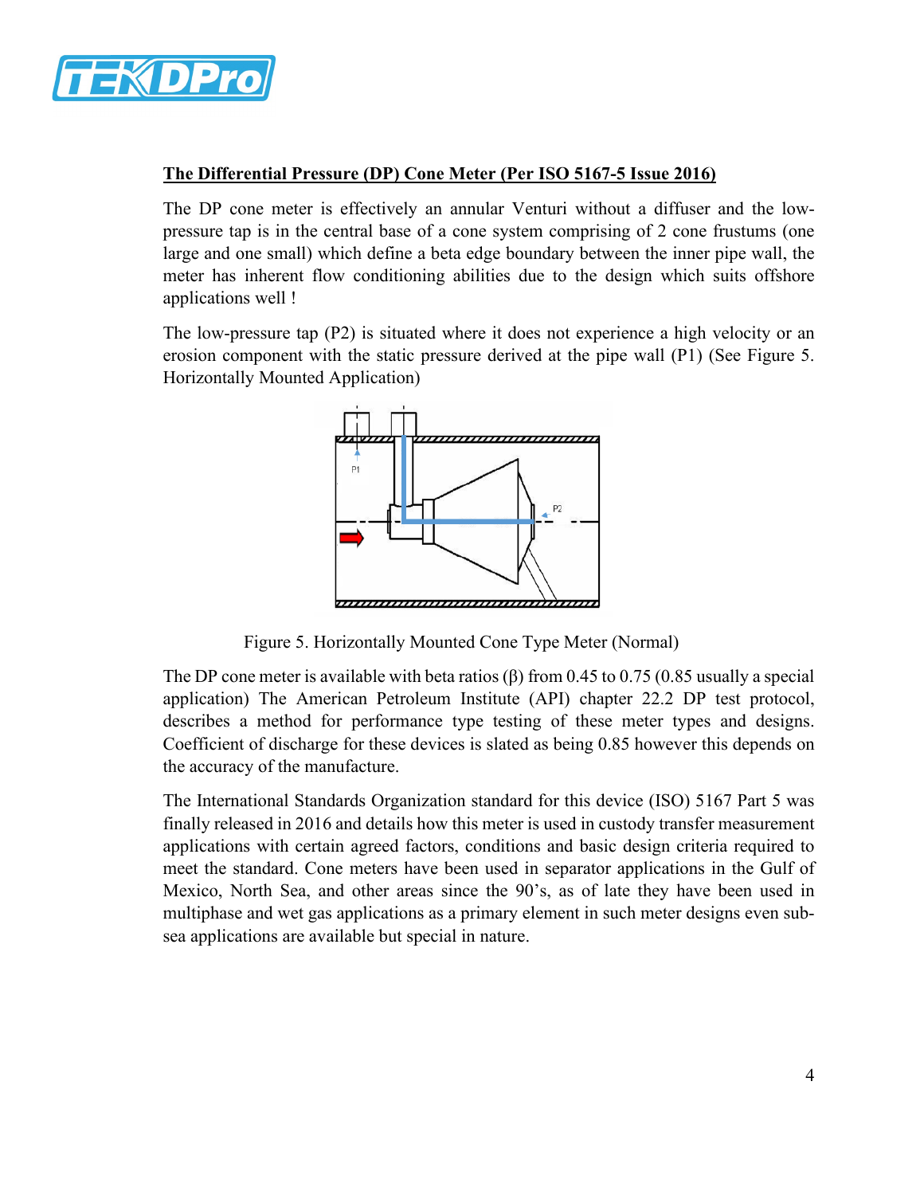**The Differential Pressure (DP) Cone Meter (Per ISO 5167-5 Issue 2016)**

The DP cone meter is effectively an annular Venturi without a diffuser and the low-pressure tap is in the central base of a cone system comprising of 2 cone frustums (one large and one small) which define a beta edge boundary between the inner pipe wall, the meter has inherent flow conditioning abilities due to the design which suits offshore applications well !

The low-pressure tap (P2) is situated where it does not experience a high velocity or an erosion component with the static pressure derived at the pipe wall (P1) (See Figure 5. Horizontally Mounted Application)

Figure 5. Horizontally Mounted Cone Type Meter (Normal)

The DP cone meter is available with beta ratios (β) from 0.45 to 0.75 (0.85 usually a special application) The American Petroleum Institute (API) chapter 22.2 DP test protocol, describes a method for performance type testing of these meter types and designs. Coefficient of discharge for these devices is slated as being 0.85 however this depends on the accuracy of the manufacture.

The International Standards Organization standard for this device (ISO) 5167 Part 5 was finally released in 2016 and details how this meter is used in custody transfer measurement applications with certain agreed factors, conditions and basic design criteria required to meet the standard. Cone meters have been used in separator applications in the Gulf of Mexico, North Sea, and other areas since the 90's, as of late they have been used in multiphase and wet gas applications as a primary element in such meter designs even sub-sea applications are available but special in nature.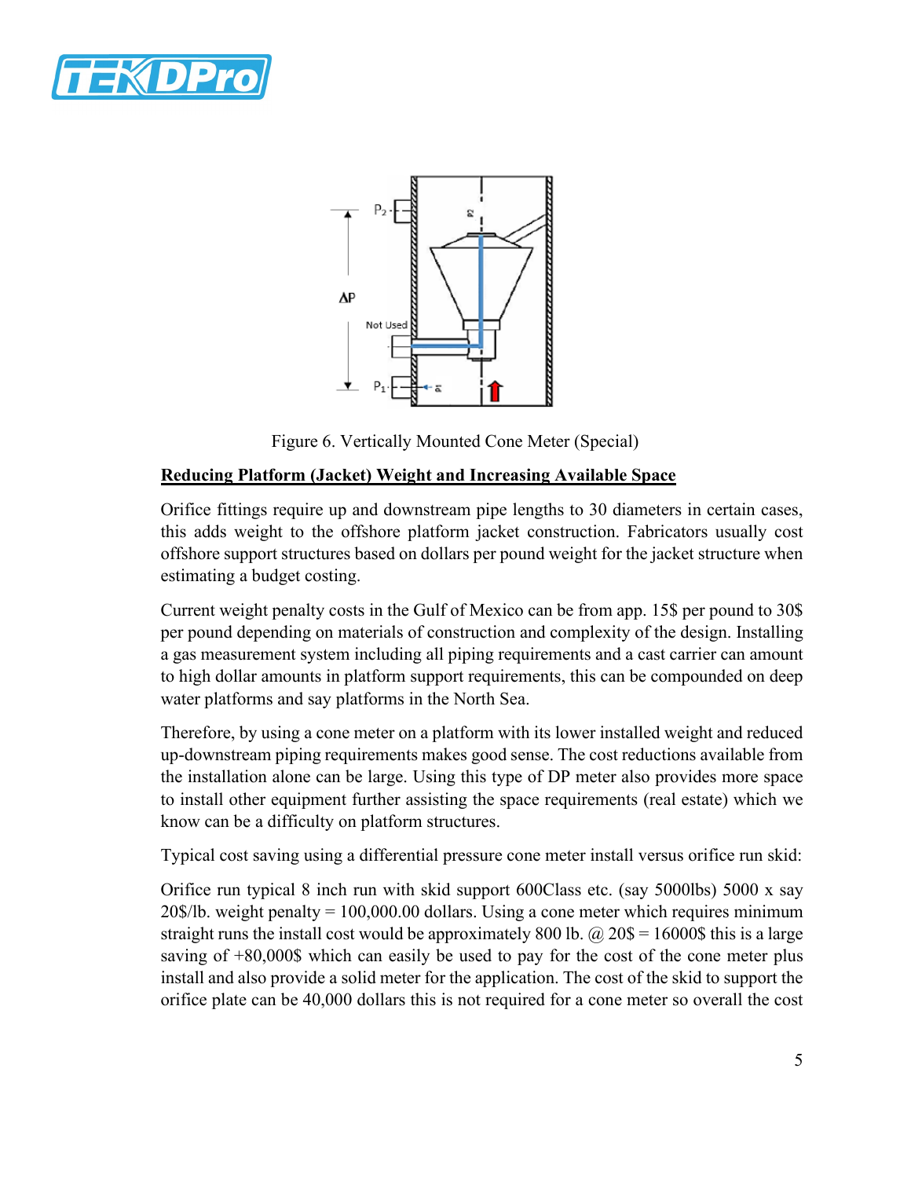Figure 6. Vertically Mounted Cone Meter (Special)

**Reducing Platform (Jacket) Weight and Increasing Available Space**

Orifice fittings require up and downstream pipe lengths to 30 diameters in certain cases, this adds weight to the offshore platform jacket construction. Fabricators usually cost offshore support structures based on dollars per pound weight for the jacket structure when estimating a budget costing.

Current weight penalty costs in the Gulf of Mexico can be from app. 15$ per pound to 30$ per pound depending on materials of construction and complexity of the design. Installing a gas measurement system including all piping requirements and a cast carrier can amount to high dollar amounts in platform support requirements, this can be compounded on deep water platforms and say platforms in the North Sea.

Therefore, by using a cone meter on a platform with its lower installed weight and reduced up-downstream piping requirements makes good sense. The cost reductions available from the installation alone can be large. Using this type of DP meter also provides more space to install other equipment further assisting the space requirements (real estate) which we know can be a difficulty on platform structures.

Typical cost saving using a differential pressure cone meter install versus orifice run skid:

Orifice run typical 8 inch run with skid support 600Class etc. (say 5000lbs) 5000 x say 20$/lb. weight penalty = 100,000.00 dollars. Using a cone meter which requires minimum straight runs the install cost would be approximately 800 lb. @ 20$ = 16000$ this is a large saving of +80,000$ which can easily be used to pay for the cost of the cone meter plus install and also provide a solid meter for the application. The cost of the skid to support the orifice plate can be 40,000 dollars this is not required for a cone meter so overall the cost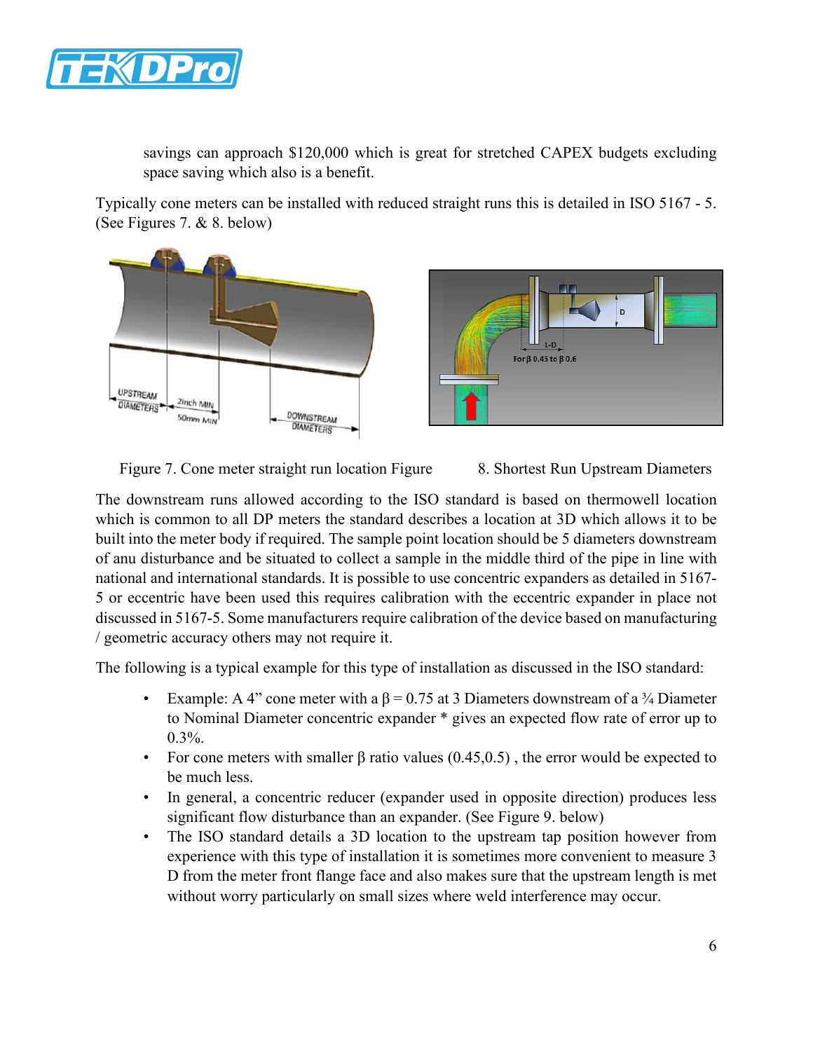savings can approach $120,000 which is great for stretched CAPEX budgets excluding space saving which also is a benefit.

Typically cone meters can be installed with reduced straight runs this is detailed in ISO 5167 - 5. (See Figures 7. & 8. below)

Figure 7. Cone meter straight run location Figure 8. Shortest Run Upstream Diameters

The downstream runs allowed according to the ISO standard is based on thermowell location which is common to all DP meters the standard describes a location at 3D which allows it to be built into the meter body if required. The sample point location should be 5 diameters downstream of anu disturbance and be situated to collect a sample in the middle third of the pipe in line with national and international standards. It is possible to use concentric expanders as detailed in 5167-5 or eccentric have been used this requires calibration with the eccentric expander in place not discussed in 5167-5. Some manufacturers require calibration of the device based on manufacturing / geometric accuracy others may not require it.

The following is a typical example for this type of installation as discussed in the ISO standard:

- Example: A 4" cone meter with a β = 0.75 at 3 Diameters downstream of a ¾ Diameter to Nominal Diameter concentric expander * gives an expected flow rate of error up to 0.3%.
- For cone meters with smaller β ratio values (0.45,0.5) , the error would be expected to be much less.
- In general, a concentric reducer (expander used in opposite direction) produces less significant flow disturbance than an expander. (See Figure 9. below)
- The ISO standard details a 3D location to the upstream tap position however from experience with this type of installation it is sometimes more convenient to measure 3 D from the meter front flange face and also makes sure that the upstream length is met without worry particularly on small sizes where weld interference may occur.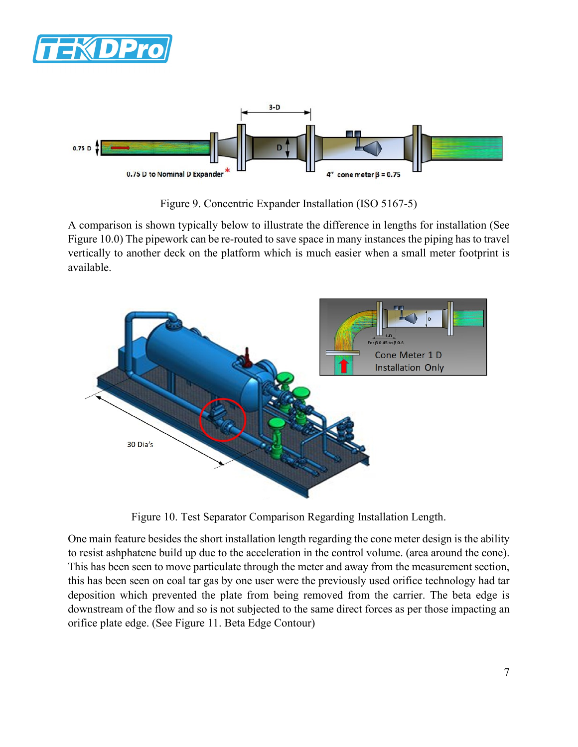Figure 9. Concentric Expander Installation (ISO 5167-5)

A comparison is shown typically below to illustrate the difference in lengths for installation (See Figure 10.0) The pipework can be re-routed to save space in many instances the piping has to travel vertically to another deck on the platform which is much easier when a small meter footprint is available.

Figure 10. Test Separator Comparison Regarding Installation Length.

One main feature besides the short installation length regarding the cone meter design is the ability to resist ashphatene build up due to the acceleration in the control volume. (area around the cone). This has been seen to move particulate through the meter and away from the measurement section, this has been seen on coal tar gas by one user were the previously used orifice technology had tar deposition which prevented the plate from being removed from the carrier. The beta edge is downstream of the flow and so is not subjected to the same direct forces as per those impacting an orifice plate edge. (See Figure 11. Beta Edge Contour)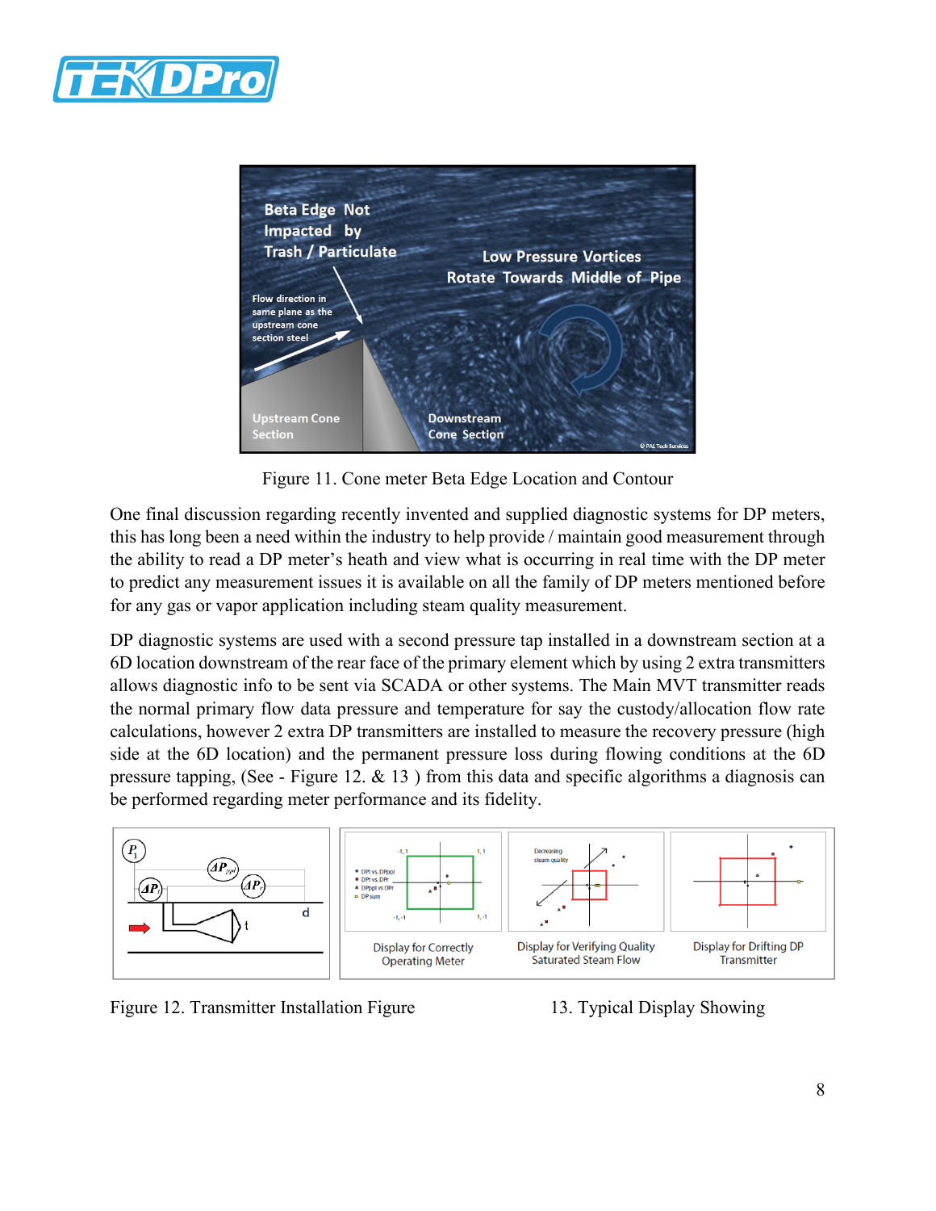Figure 11. Cone meter Beta Edge Location and Contour

One final discussion regarding recently invented and supplied diagnostic systems for DP meters, this has long been a need within the industry to help provide / maintain good measurement through the ability to read a DP meter's heath and view what is occurring in real time with the DP meter to predict any measurement issues it is available on all the family of DP meters mentioned before for any gas or vapor application including steam quality measurement.

DP diagnostic systems are used with a second pressure tap installed in a downstream section at a 6D location downstream of the rear face of the primary element which by using 2 extra transmitters allows diagnostic info to be sent via SCADA or other systems. The Main MVT transmitter reads the normal primary flow data pressure and temperature for say the custody/allocation flow rate calculations, however 2 extra DP transmitters are installed to measure the recovery pressure (high side at the 6D location) and the permanent pressure loss during flowing conditions at the 6D pressure tapping, (See - Figure 12. & 13 ) from this data and specific algorithms a diagnosis can be performed regarding meter performance and its fidelity.

Figure 12. Transmitter Installation Figure

13. Typical Display Showing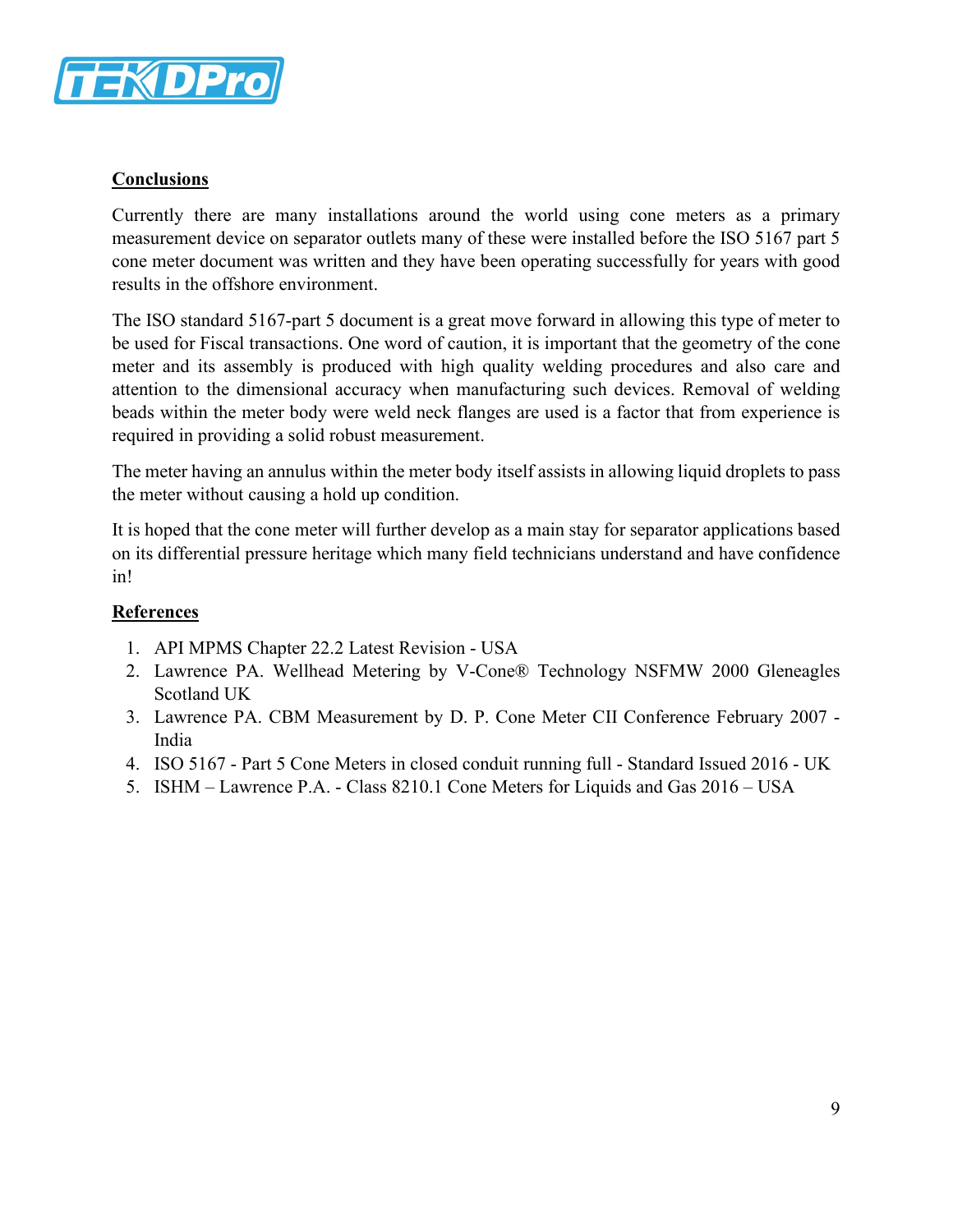## Conclusions

Currently there are many installations around the world using cone meters as a primary measurement device on separator outlets many of these were installed before the ISO 5167 part 5 cone meter document was written and they have been operating successfully for years with good results in the offshore environment.

The ISO standard 5167-part 5 document is a great move forward in allowing this type of meter to be used for Fiscal transactions. One word of caution, it is important that the geometry of the cone meter and its assembly is produced with high quality welding procedures and also care and attention to the dimensional accuracy when manufacturing such devices. Removal of welding beads within the meter body were weld neck flanges are used is a factor that from experience is required in providing a solid robust measurement.

The meter having an annulus within the meter body itself assists in allowing liquid droplets to pass the meter without causing a hold up condition.

It is hoped that the cone meter will further develop as a main stay for separator applications based on its differential pressure heritage which many field technicians understand and have confidence in!

## References

1. API MPMS Chapter 22.2 Latest Revision - USA
2. Lawrence PA. Wellhead Metering by V-Cone® Technology NSFMW 2000 Gleneagles Scotland UK
3. Lawrence PA. CBM Measurement by D. P. Cone Meter CII Conference February 2007 - India
4. ISO 5167 - Part 5 Cone Meters in closed conduit running full - Standard Issued 2016 - UK
5. ISHM – Lawrence P.A. - Class 8210.1 Cone Meters for Liquids and Gas 2016 – USA